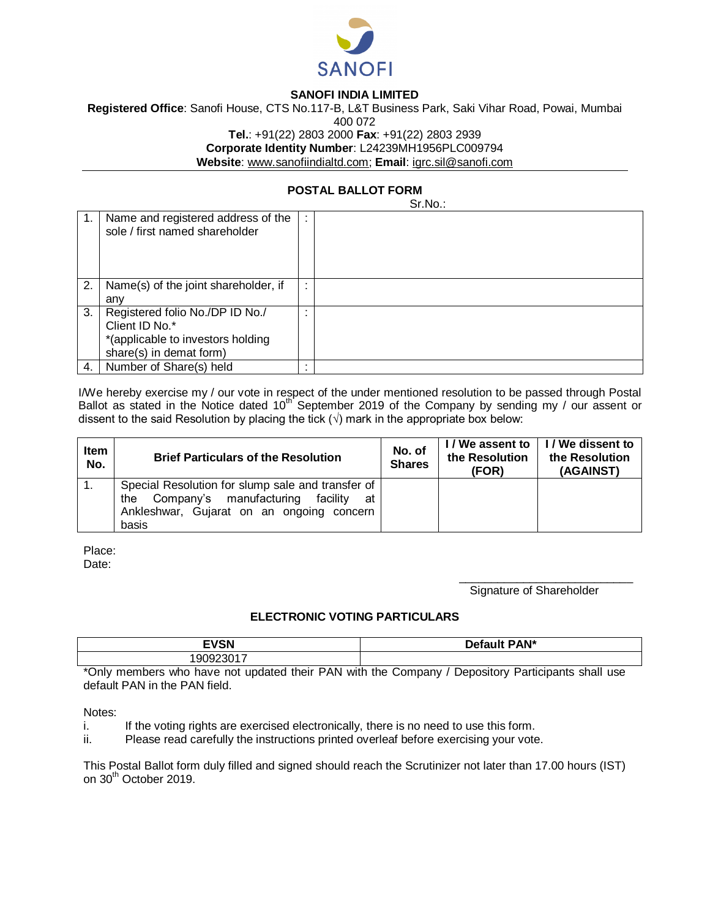SANOFI

**SANOFI INDIA LIMITED**

**Registered Office**: Sanofi House, CTS No.117-B, L&T Business Park, Saki Vihar Road, Powai, Mumbai 400 072

**Tel.**: +91(22) 2803 2000 **Fax**: +91(22) 2803 2939

**Corporate Identity Number**: L24239MH1956PLC009794

**Website**: www.sanofiindialtd.com; **Email**: igrc.sil@sanofi.com

## POSTAL BALLOT FORM

Sr.No.:

| | | | |
|---|---|---|---|
| 1. | Name and registered address of the sole / first named shareholder | : | |
| 2. | Name(s) of the joint shareholder, if any | : | |
| 3. | Registered folio No./DP ID No./ Client ID No.* *(applicable to investors holding share(s) in demat form) | : | |
| 4. | Number of Share(s) held | : | |

I/We hereby exercise my / our vote in respect of the under mentioned resolution to be passed through Postal Ballot as stated in the Notice dated 10th September 2019 of the Company by sending my / our assent or dissent to the said Resolution by placing the tick (√) mark in the appropriate box below:

| Item No. | Brief Particulars of the Resolution | No. of Shares | I / We assent to the Resolution (FOR) | I / We dissent to the Resolution (AGAINST) |
|---|---|---|---|---|
| 1. | Special Resolution for slump sale and transfer of the Company's manufacturing facility at Ankleshwar, Gujarat on an ongoing concern basis | | | |

Place:

Date:

\_\_\_\_\_\_\_\_\_\_\_\_\_\_\_\_\_\_\_\_\_\_\_\_\_\_\_\_

Signature of Shareholder

### ELECTRONIC VOTING PARTICULARS

| EVSN | Default PAN* |
|---|---|
| 190923017 | |

*Only members who have not updated their PAN with the Company / Depository Participants shall use default PAN in the PAN field.

Notes:

i. If the voting rights are exercised electronically, there is no need to use this form.

ii. Please read carefully the instructions printed overleaf before exercising your vote.

This Postal Ballot form duly filled and signed should reach the Scrutinizer not later than 17.00 hours (IST) on 30th October 2019.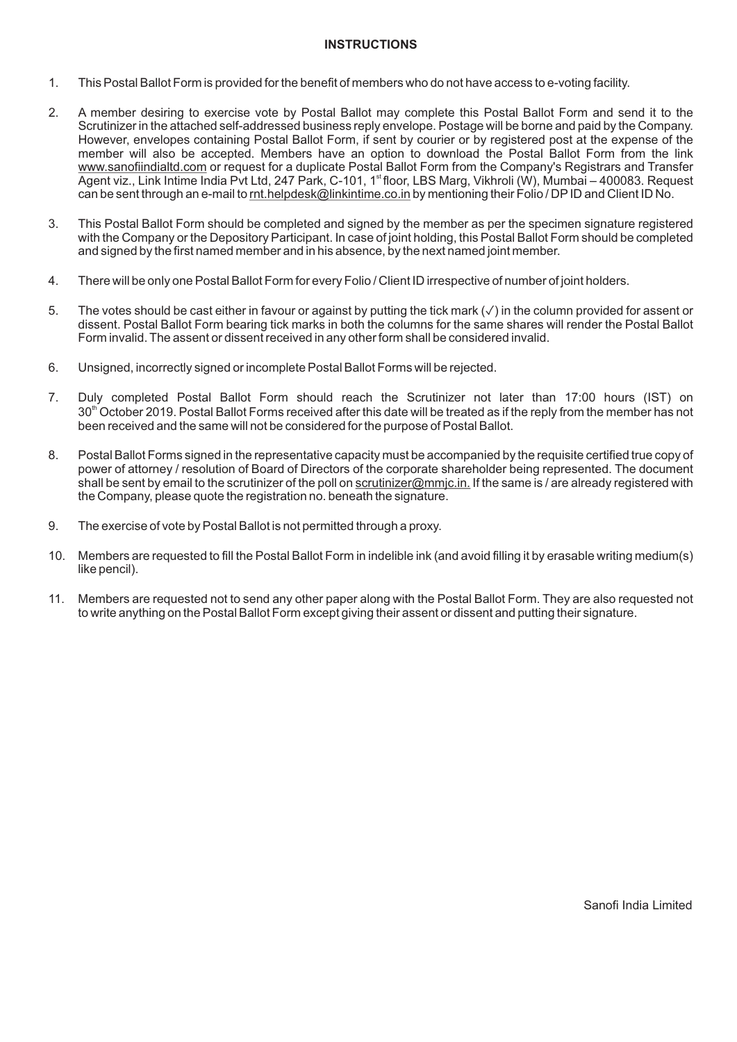# INSTRUCTIONS

1. This Postal Ballot Form is provided for the benefit of members who do not have access to e-voting facility.

2. A member desiring to exercise vote by Postal Ballot may complete this Postal Ballot Form and send it to the Scrutinizer in the attached self-addressed business reply envelope. Postage will be borne and paid by the Company. However, envelopes containing Postal Ballot Form, if sent by courier or by registered post at the expense of the member will also be accepted. Members have an option to download the Postal Ballot Form from the link www.sanofiindialtd.com or request for a duplicate Postal Ballot Form from the Company's Registrars and Transfer Agent viz., Link Intime India Pvt Ltd, 247 Park, C-101, 1st floor, LBS Marg, Vikhroli (W), Mumbai – 400083. Request can be sent through an e-mail to rnt.helpdesk@linkintime.co.in by mentioning their Folio / DP ID and Client ID No.

3. This Postal Ballot Form should be completed and signed by the member as per the specimen signature registered with the Company or the Depository Participant. In case of joint holding, this Postal Ballot Form should be completed and signed by the first named member and in his absence, by the next named joint member.

4. There will be only one Postal Ballot Form for every Folio / Client ID irrespective of number of joint holders.

5. The votes should be cast either in favour or against by putting the tick mark (✓) in the column provided for assent or dissent. Postal Ballot Form bearing tick marks in both the columns for the same shares will render the Postal Ballot Form invalid. The assent or dissent received in any other form shall be considered invalid.

6. Unsigned, incorrectly signed or incomplete Postal Ballot Forms will be rejected.

7. Duly completed Postal Ballot Form should reach the Scrutinizer not later than 17:00 hours (IST) on 30th October 2019. Postal Ballot Forms received after this date will be treated as if the reply from the member has not been received and the same will not be considered for the purpose of Postal Ballot.

8. Postal Ballot Forms signed in the representative capacity must be accompanied by the requisite certified true copy of power of attorney / resolution of Board of Directors of the corporate shareholder being represented. The document shall be sent by email to the scrutinizer of the poll on scrutinizer@mmjc.in. If the same is / are already registered with the Company, please quote the registration no. beneath the signature.

9. The exercise of vote by Postal Ballot is not permitted through a proxy.

10. Members are requested to fill the Postal Ballot Form in indelible ink (and avoid filling it by erasable writing medium(s) like pencil).

11. Members are requested not to send any other paper along with the Postal Ballot Form. They are also requested not to write anything on the Postal Ballot Form except giving their assent or dissent and putting their signature.

Sanofi India Limited